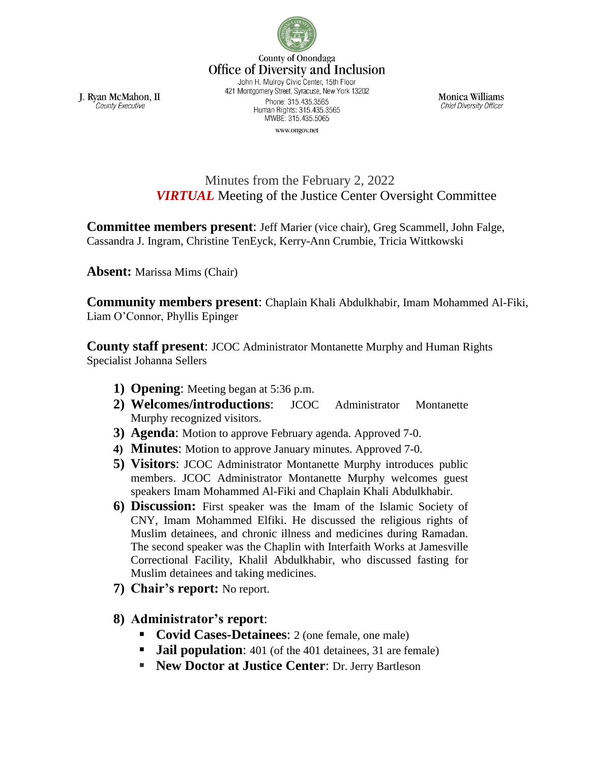County of Onondaga
Office of Diversity and Inclusion
John H. Mulroy Civic Center, 15th Floor
421 Montgomery Street, Syracuse, New York 13202
Phone: 315.435.3565
Human Rights: 315.435.3565
MWBE: 315.435.5065
www.ongov.net

J. Ryan McMahon, II
*County Executive*

Monica Williams
*Chief Diversity Officer*

# Minutes from the February 2, 2022 ***VIRTUAL*** Meeting of the Justice Center Oversight Committee

**Committee members present**: Jeff Marier (vice chair), Greg Scammell, John Falge, Cassandra J. Ingram, Christine TenEyck, Kerry-Ann Crumbie, Tricia Wittkowski

**Absent:** Marissa Mims (Chair)

**Community members present**: Chaplain Khali Abdulkhabir, Imam Mohammed Al-Fiki, Liam O'Connor, Phyllis Epinger

**County staff present**: JCOC Administrator Montanette Murphy and Human Rights Specialist Johanna Sellers

1) **Opening**: Meeting began at 5:36 p.m.
2) **Welcomes/introductions**: JCOC Administrator Montanette Murphy recognized visitors.
3) **Agenda**: Motion to approve February agenda. Approved 7-0.
4) **Minutes**: Motion to approve January minutes. Approved 7-0.
5) **Visitors**: JCOC Administrator Montanette Murphy introduces public members. JCOC Administrator Montanette Murphy welcomes guest speakers Imam Mohammed Al-Fiki and Chaplain Khali Abdulkhabir.
6) **Discussion:** First speaker was the Imam of the Islamic Society of CNY, Imam Mohammed Elfiki. He discussed the religious rights of Muslim detainees, and chronic illness and medicines during Ramadan. The second speaker was the Chaplin with Interfaith Works at Jamesville Correctional Facility, Khalil Abdulkhabir, who discussed fasting for Muslim detainees and taking medicines.
7) **Chair's report:** No report.
8) **Administrator's report**:
   - **Covid Cases-Detainees**: 2 (one female, one male)
   - **Jail population**: 401 (of the 401 detainees, 31 are female)
   - **New Doctor at Justice Center**: Dr. Jerry Bartleson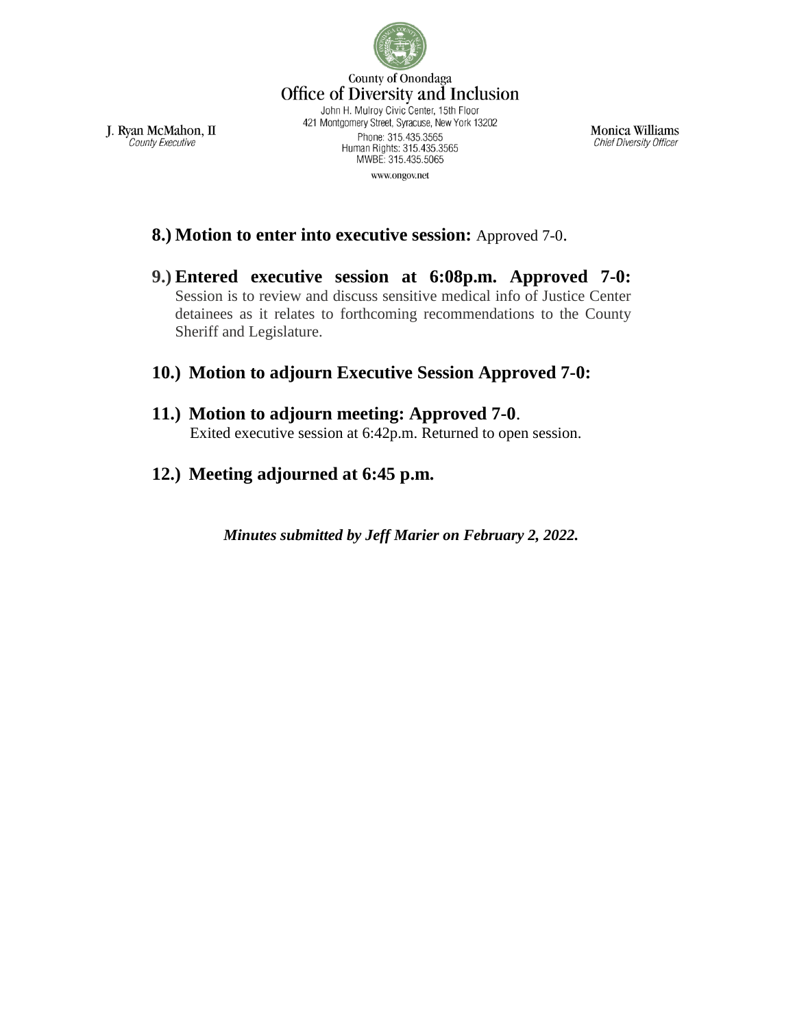8.) **Motion to enter into executive session:** Approved 7-0.

9.) **Entered executive session at 6:08p.m. Approved 7-0:** Session is to review and discuss sensitive medical info of Justice Center detainees as it relates to forthcoming recommendations to the County Sheriff and Legislature.

10.) **Motion to adjourn Executive Session Approved 7-0:**

11.) **Motion to adjourn meeting: Approved 7-0**.
Exited executive session at 6:42p.m. Returned to open session.

12.) **Meeting adjourned at 6:45 p.m.**

***Minutes submitted by Jeff Marier on February 2, 2022.***